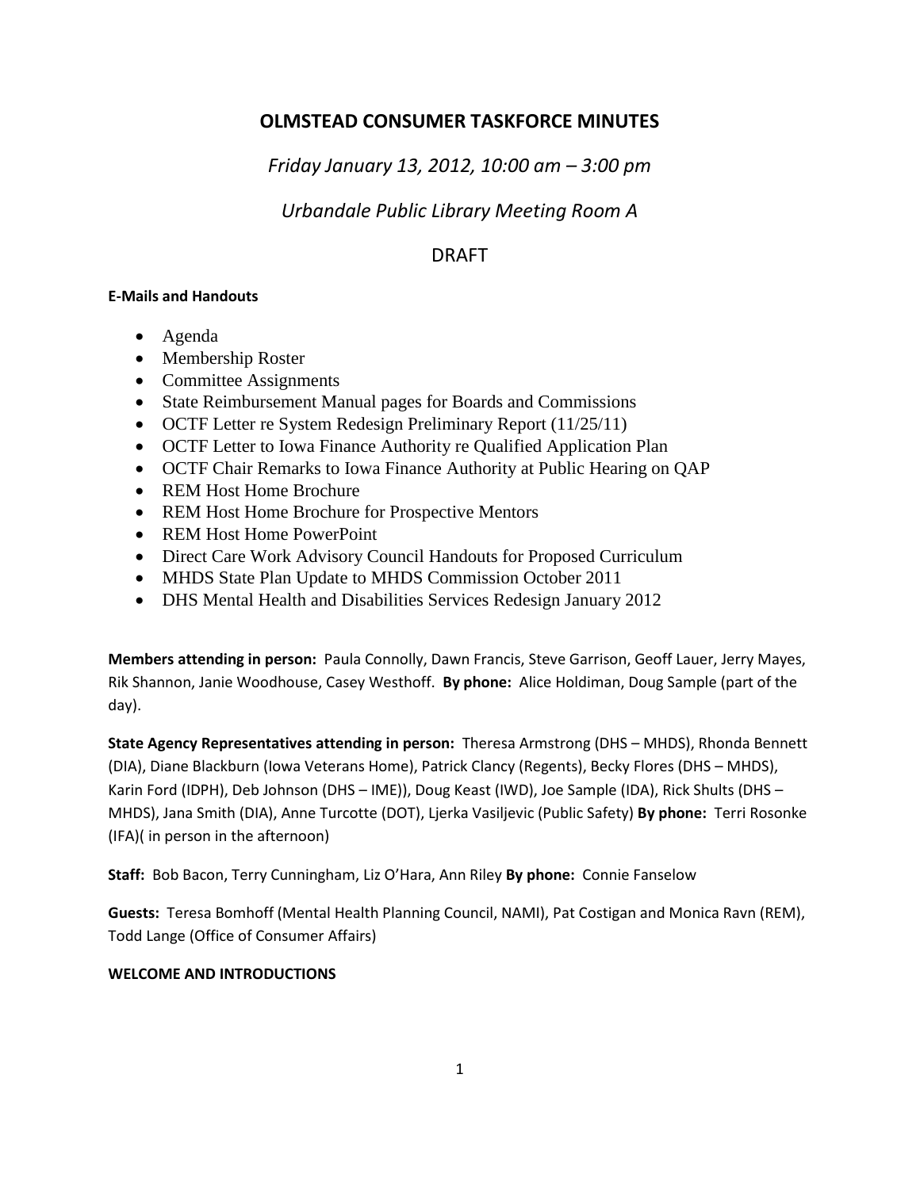# OLMSTEAD CONSUMER TASKFORCE MINUTES

*Friday January 13, 2012, 10:00 am – 3:00 pm*

*Urbandale Public Library Meeting Room A*

DRAFT

**E-Mails and Handouts**

- Agenda
- Membership Roster
- Committee Assignments
- State Reimbursement Manual pages for Boards and Commissions
- OCTF Letter re System Redesign Preliminary Report (11/25/11)
- OCTF Letter to Iowa Finance Authority re Qualified Application Plan
- OCTF Chair Remarks to Iowa Finance Authority at Public Hearing on QAP
- REM Host Home Brochure
- REM Host Home Brochure for Prospective Mentors
- REM Host Home PowerPoint
- Direct Care Work Advisory Council Handouts for Proposed Curriculum
- MHDS State Plan Update to MHDS Commission October 2011
- DHS Mental Health and Disabilities Services Redesign January 2012

**Members attending in person:** Paula Connolly, Dawn Francis, Steve Garrison, Geoff Lauer, Jerry Mayes, Rik Shannon, Janie Woodhouse, Casey Westhoff. **By phone:** Alice Holdiman, Doug Sample (part of the day).

**State Agency Representatives attending in person:** Theresa Armstrong (DHS – MHDS), Rhonda Bennett (DIA), Diane Blackburn (Iowa Veterans Home), Patrick Clancy (Regents), Becky Flores (DHS – MHDS), Karin Ford (IDPH), Deb Johnson (DHS – IME)), Doug Keast (IWD), Joe Sample (IDA), Rick Shults (DHS – MHDS), Jana Smith (DIA), Anne Turcotte (DOT), Ljerka Vasiljevic (Public Safety) **By phone:** Terri Rosonke (IFA)( in person in the afternoon)

**Staff:** Bob Bacon, Terry Cunningham, Liz O'Hara, Ann Riley **By phone:** Connie Fanselow

**Guests:** Teresa Bomhoff (Mental Health Planning Council, NAMI), Pat Costigan and Monica Ravn (REM), Todd Lange (Office of Consumer Affairs)

**WELCOME AND INTRODUCTIONS**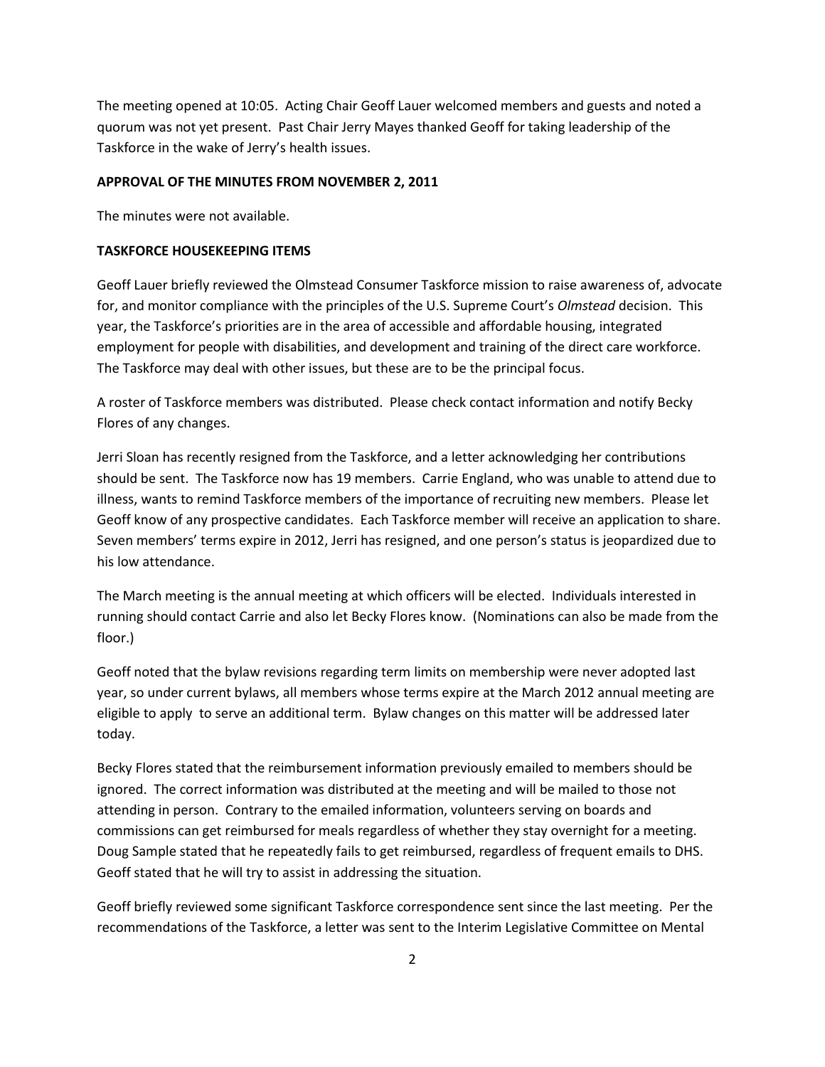The meeting opened at 10:05. Acting Chair Geoff Lauer welcomed members and guests and noted a quorum was not yet present. Past Chair Jerry Mayes thanked Geoff for taking leadership of the Taskforce in the wake of Jerry's health issues.

**APPROVAL OF THE MINUTES FROM NOVEMBER 2, 2011**

The minutes were not available.

**TASKFORCE HOUSEKEEPING ITEMS**

Geoff Lauer briefly reviewed the Olmstead Consumer Taskforce mission to raise awareness of, advocate for, and monitor compliance with the principles of the U.S. Supreme Court's *Olmstead* decision. This year, the Taskforce's priorities are in the area of accessible and affordable housing, integrated employment for people with disabilities, and development and training of the direct care workforce. The Taskforce may deal with other issues, but these are to be the principal focus.

A roster of Taskforce members was distributed. Please check contact information and notify Becky Flores of any changes.

Jerri Sloan has recently resigned from the Taskforce, and a letter acknowledging her contributions should be sent. The Taskforce now has 19 members. Carrie England, who was unable to attend due to illness, wants to remind Taskforce members of the importance of recruiting new members. Please let Geoff know of any prospective candidates. Each Taskforce member will receive an application to share. Seven members' terms expire in 2012, Jerri has resigned, and one person's status is jeopardized due to his low attendance.

The March meeting is the annual meeting at which officers will be elected. Individuals interested in running should contact Carrie and also let Becky Flores know. (Nominations can also be made from the floor.)

Geoff noted that the bylaw revisions regarding term limits on membership were never adopted last year, so under current bylaws, all members whose terms expire at the March 2012 annual meeting are eligible to apply to serve an additional term. Bylaw changes on this matter will be addressed later today.

Becky Flores stated that the reimbursement information previously emailed to members should be ignored. The correct information was distributed at the meeting and will be mailed to those not attending in person. Contrary to the emailed information, volunteers serving on boards and commissions can get reimbursed for meals regardless of whether they stay overnight for a meeting. Doug Sample stated that he repeatedly fails to get reimbursed, regardless of frequent emails to DHS. Geoff stated that he will try to assist in addressing the situation.

Geoff briefly reviewed some significant Taskforce correspondence sent since the last meeting. Per the recommendations of the Taskforce, a letter was sent to the Interim Legislative Committee on Mental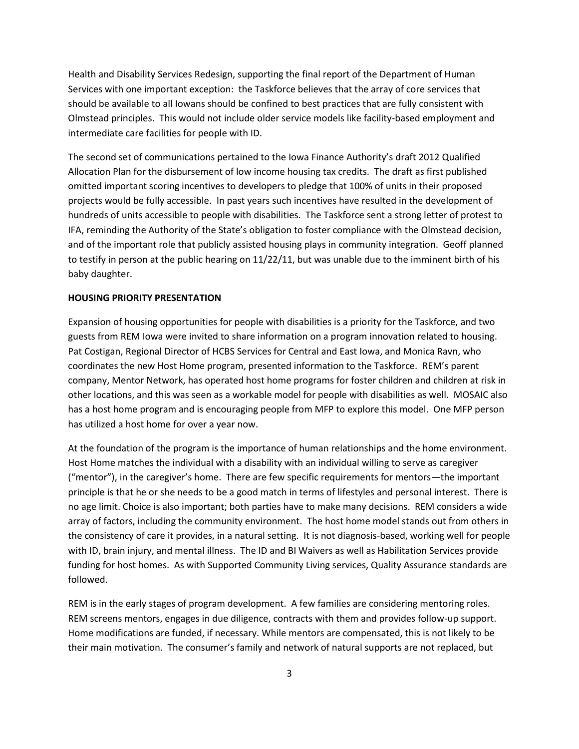Health and Disability Services Redesign, supporting the final report of the Department of Human Services with one important exception: the Taskforce believes that the array of core services that should be available to all Iowans should be confined to best practices that are fully consistent with Olmstead principles. This would not include older service models like facility-based employment and intermediate care facilities for people with ID.

The second set of communications pertained to the Iowa Finance Authority's draft 2012 Qualified Allocation Plan for the disbursement of low income housing tax credits. The draft as first published omitted important scoring incentives to developers to pledge that 100% of units in their proposed projects would be fully accessible. In past years such incentives have resulted in the development of hundreds of units accessible to people with disabilities. The Taskforce sent a strong letter of protest to IFA, reminding the Authority of the State's obligation to foster compliance with the Olmstead decision, and of the important role that publicly assisted housing plays in community integration. Geoff planned to testify in person at the public hearing on 11/22/11, but was unable due to the imminent birth of his baby daughter.

**HOUSING PRIORITY PRESENTATION**

Expansion of housing opportunities for people with disabilities is a priority for the Taskforce, and two guests from REM Iowa were invited to share information on a program innovation related to housing. Pat Costigan, Regional Director of HCBS Services for Central and East Iowa, and Monica Ravn, who coordinates the new Host Home program, presented information to the Taskforce. REM's parent company, Mentor Network, has operated host home programs for foster children and children at risk in other locations, and this was seen as a workable model for people with disabilities as well. MOSAIC also has a host home program and is encouraging people from MFP to explore this model. One MFP person has utilized a host home for over a year now.

At the foundation of the program is the importance of human relationships and the home environment. Host Home matches the individual with a disability with an individual willing to serve as caregiver ("mentor"), in the caregiver's home. There are few specific requirements for mentors—the important principle is that he or she needs to be a good match in terms of lifestyles and personal interest. There is no age limit. Choice is also important; both parties have to make many decisions. REM considers a wide array of factors, including the community environment. The host home model stands out from others in the consistency of care it provides, in a natural setting. It is not diagnosis-based, working well for people with ID, brain injury, and mental illness. The ID and BI Waivers as well as Habilitation Services provide funding for host homes. As with Supported Community Living services, Quality Assurance standards are followed.

REM is in the early stages of program development. A few families are considering mentoring roles. REM screens mentors, engages in due diligence, contracts with them and provides follow-up support. Home modifications are funded, if necessary. While mentors are compensated, this is not likely to be their main motivation. The consumer's family and network of natural supports are not replaced, but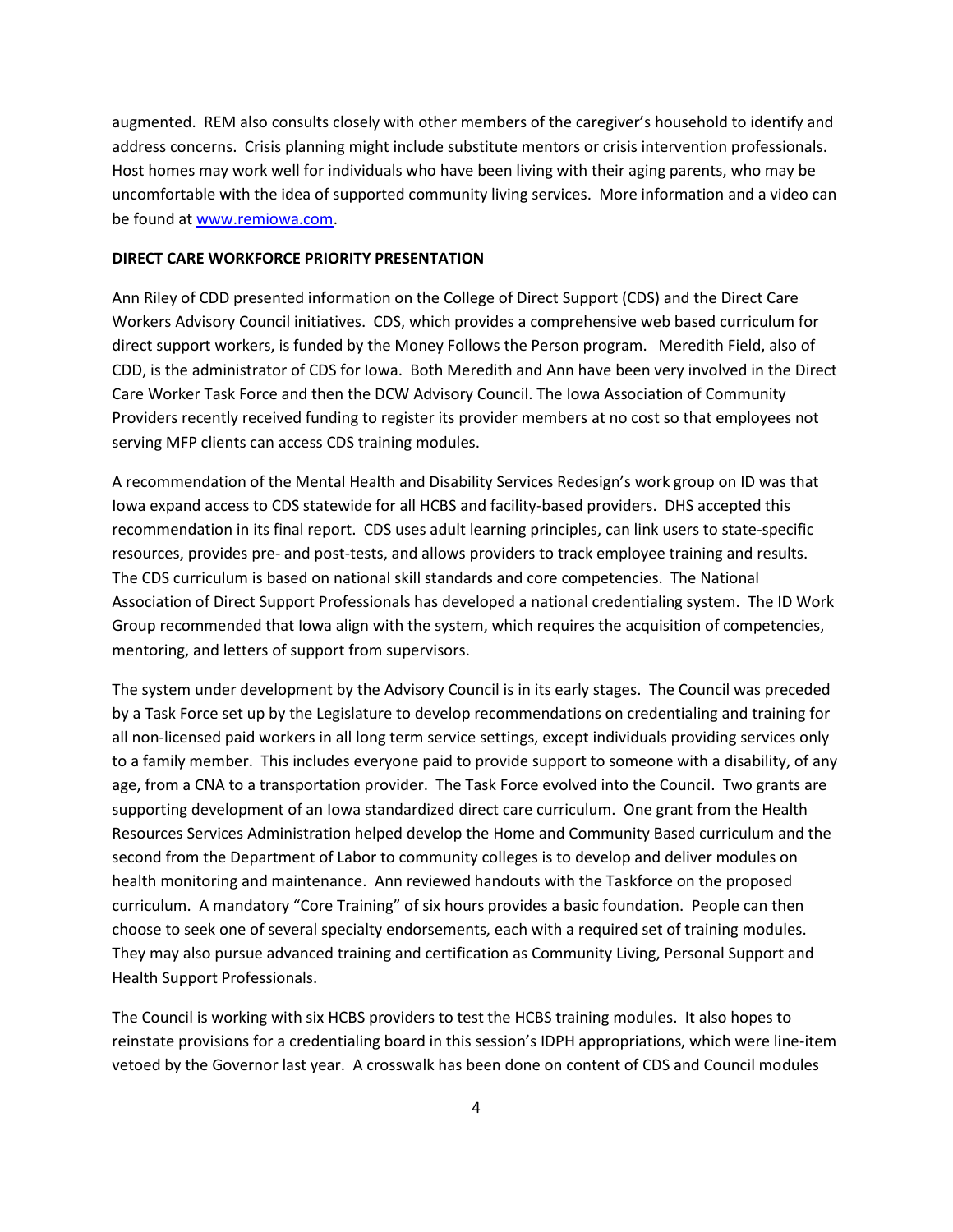augmented. REM also consults closely with other members of the caregiver's household to identify and address concerns. Crisis planning might include substitute mentors or crisis intervention professionals. Host homes may work well for individuals who have been living with their aging parents, who may be uncomfortable with the idea of supported community living services. More information and a video can be found at [www.remiowa.com](www.remiowa.com).

**DIRECT CARE WORKFORCE PRIORITY PRESENTATION**

Ann Riley of CDD presented information on the College of Direct Support (CDS) and the Direct Care Workers Advisory Council initiatives. CDS, which provides a comprehensive web based curriculum for direct support workers, is funded by the Money Follows the Person program. Meredith Field, also of CDD, is the administrator of CDS for Iowa. Both Meredith and Ann have been very involved in the Direct Care Worker Task Force and then the DCW Advisory Council. The Iowa Association of Community Providers recently received funding to register its provider members at no cost so that employees not serving MFP clients can access CDS training modules.

A recommendation of the Mental Health and Disability Services Redesign's work group on ID was that Iowa expand access to CDS statewide for all HCBS and facility-based providers. DHS accepted this recommendation in its final report. CDS uses adult learning principles, can link users to state-specific resources, provides pre- and post-tests, and allows providers to track employee training and results. The CDS curriculum is based on national skill standards and core competencies. The National Association of Direct Support Professionals has developed a national credentialing system. The ID Work Group recommended that Iowa align with the system, which requires the acquisition of competencies, mentoring, and letters of support from supervisors.

The system under development by the Advisory Council is in its early stages. The Council was preceded by a Task Force set up by the Legislature to develop recommendations on credentialing and training for all non-licensed paid workers in all long term service settings, except individuals providing services only to a family member. This includes everyone paid to provide support to someone with a disability, of any age, from a CNA to a transportation provider. The Task Force evolved into the Council. Two grants are supporting development of an Iowa standardized direct care curriculum. One grant from the Health Resources Services Administration helped develop the Home and Community Based curriculum and the second from the Department of Labor to community colleges is to develop and deliver modules on health monitoring and maintenance. Ann reviewed handouts with the Taskforce on the proposed curriculum. A mandatory "Core Training" of six hours provides a basic foundation. People can then choose to seek one of several specialty endorsements, each with a required set of training modules. They may also pursue advanced training and certification as Community Living, Personal Support and Health Support Professionals.

The Council is working with six HCBS providers to test the HCBS training modules. It also hopes to reinstate provisions for a credentialing board in this session's IDPH appropriations, which were line-item vetoed by the Governor last year. A crosswalk has been done on content of CDS and Council modules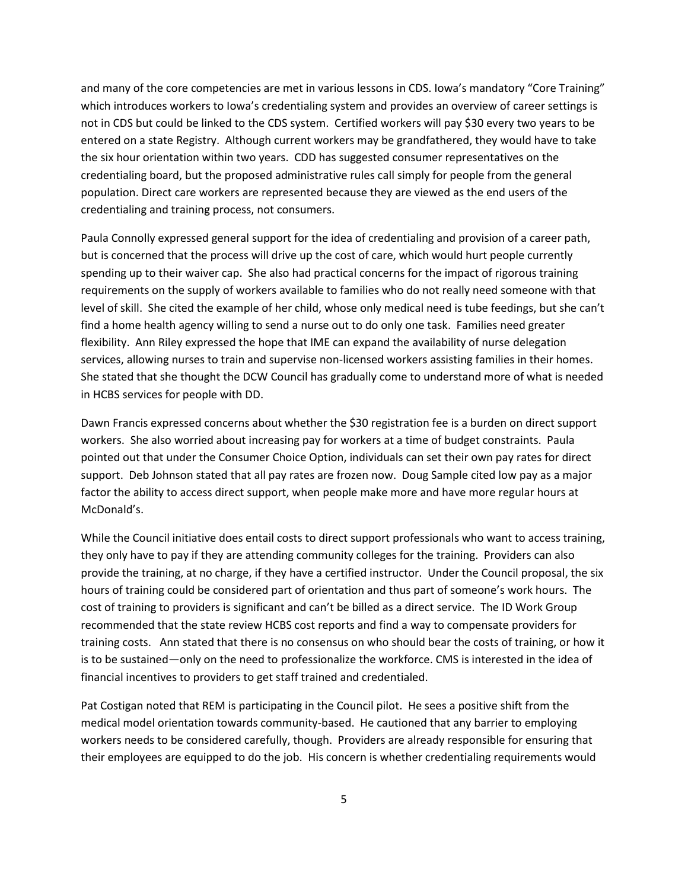and many of the core competencies are met in various lessons in CDS. Iowa's mandatory "Core Training" which introduces workers to Iowa's credentialing system and provides an overview of career settings is not in CDS but could be linked to the CDS system. Certified workers will pay $30 every two years to be entered on a state Registry. Although current workers may be grandfathered, they would have to take the six hour orientation within two years. CDD has suggested consumer representatives on the credentialing board, but the proposed administrative rules call simply for people from the general population. Direct care workers are represented because they are viewed as the end users of the credentialing and training process, not consumers.

Paula Connolly expressed general support for the idea of credentialing and provision of a career path, but is concerned that the process will drive up the cost of care, which would hurt people currently spending up to their waiver cap. She also had practical concerns for the impact of rigorous training requirements on the supply of workers available to families who do not really need someone with that level of skill. She cited the example of her child, whose only medical need is tube feedings, but she can't find a home health agency willing to send a nurse out to do only one task. Families need greater flexibility. Ann Riley expressed the hope that IME can expand the availability of nurse delegation services, allowing nurses to train and supervise non-licensed workers assisting families in their homes. She stated that she thought the DCW Council has gradually come to understand more of what is needed in HCBS services for people with DD.

Dawn Francis expressed concerns about whether the $30 registration fee is a burden on direct support workers. She also worried about increasing pay for workers at a time of budget constraints. Paula pointed out that under the Consumer Choice Option, individuals can set their own pay rates for direct support. Deb Johnson stated that all pay rates are frozen now. Doug Sample cited low pay as a major factor the ability to access direct support, when people make more and have more regular hours at McDonald's.

While the Council initiative does entail costs to direct support professionals who want to access training, they only have to pay if they are attending community colleges for the training. Providers can also provide the training, at no charge, if they have a certified instructor. Under the Council proposal, the six hours of training could be considered part of orientation and thus part of someone's work hours. The cost of training to providers is significant and can't be billed as a direct service. The ID Work Group recommended that the state review HCBS cost reports and find a way to compensate providers for training costs. Ann stated that there is no consensus on who should bear the costs of training, or how it is to be sustained—only on the need to professionalize the workforce. CMS is interested in the idea of financial incentives to providers to get staff trained and credentialed.

Pat Costigan noted that REM is participating in the Council pilot. He sees a positive shift from the medical model orientation towards community-based. He cautioned that any barrier to employing workers needs to be considered carefully, though. Providers are already responsible for ensuring that their employees are equipped to do the job. His concern is whether credentialing requirements would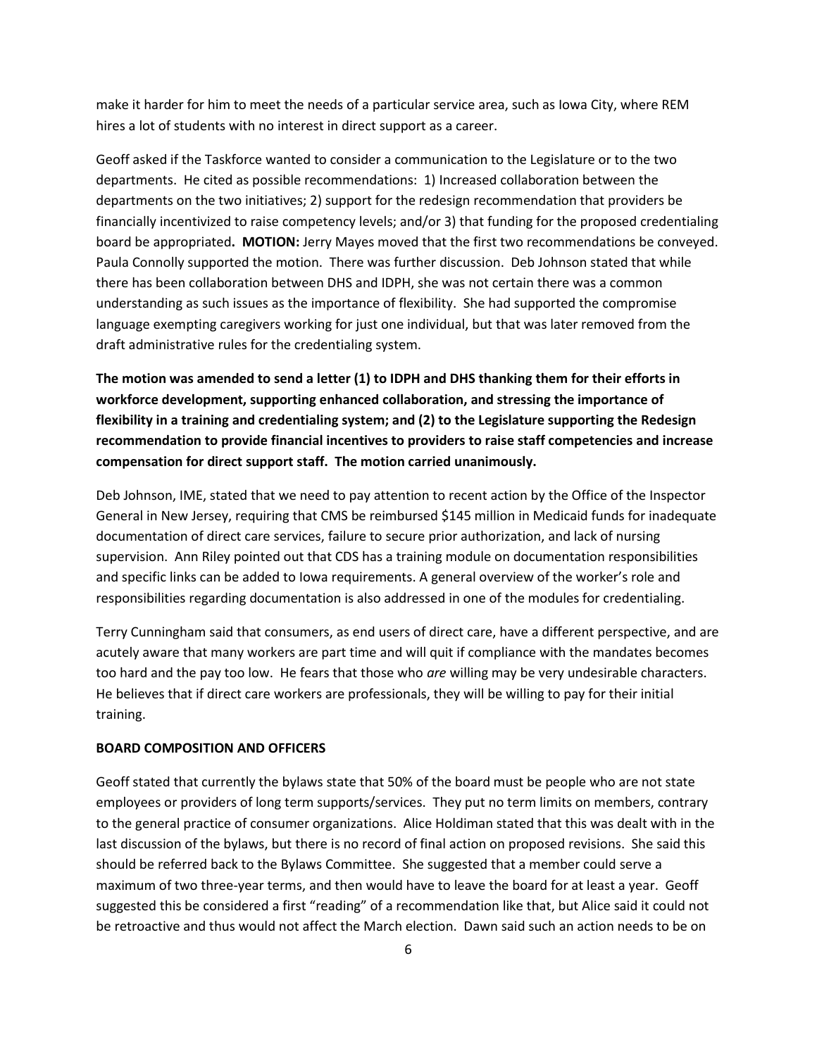make it harder for him to meet the needs of a particular service area, such as Iowa City, where REM hires a lot of students with no interest in direct support as a career.

Geoff asked if the Taskforce wanted to consider a communication to the Legislature or to the two departments. He cited as possible recommendations: 1) Increased collaboration between the departments on the two initiatives; 2) support for the redesign recommendation that providers be financially incentivized to raise competency levels; and/or 3) that funding for the proposed credentialing board be appropriated**. MOTION:** Jerry Mayes moved that the first two recommendations be conveyed. Paula Connolly supported the motion. There was further discussion. Deb Johnson stated that while there has been collaboration between DHS and IDPH, she was not certain there was a common understanding as such issues as the importance of flexibility. She had supported the compromise language exempting caregivers working for just one individual, but that was later removed from the draft administrative rules for the credentialing system.

**The motion was amended to send a letter (1) to IDPH and DHS thanking them for their efforts in workforce development, supporting enhanced collaboration, and stressing the importance of flexibility in a training and credentialing system; and (2) to the Legislature supporting the Redesign recommendation to provide financial incentives to providers to raise staff competencies and increase compensation for direct support staff. The motion carried unanimously.**

Deb Johnson, IME, stated that we need to pay attention to recent action by the Office of the Inspector General in New Jersey, requiring that CMS be reimbursed $145 million in Medicaid funds for inadequate documentation of direct care services, failure to secure prior authorization, and lack of nursing supervision. Ann Riley pointed out that CDS has a training module on documentation responsibilities and specific links can be added to Iowa requirements. A general overview of the worker's role and responsibilities regarding documentation is also addressed in one of the modules for credentialing.

Terry Cunningham said that consumers, as end users of direct care, have a different perspective, and are acutely aware that many workers are part time and will quit if compliance with the mandates becomes too hard and the pay too low. He fears that those who *are* willing may be very undesirable characters. He believes that if direct care workers are professionals, they will be willing to pay for their initial training.

**BOARD COMPOSITION AND OFFICERS**

Geoff stated that currently the bylaws state that 50% of the board must be people who are not state employees or providers of long term supports/services. They put no term limits on members, contrary to the general practice of consumer organizations. Alice Holdiman stated that this was dealt with in the last discussion of the bylaws, but there is no record of final action on proposed revisions. She said this should be referred back to the Bylaws Committee. She suggested that a member could serve a maximum of two three-year terms, and then would have to leave the board for at least a year. Geoff suggested this be considered a first "reading" of a recommendation like that, but Alice said it could not be retroactive and thus would not affect the March election. Dawn said such an action needs to be on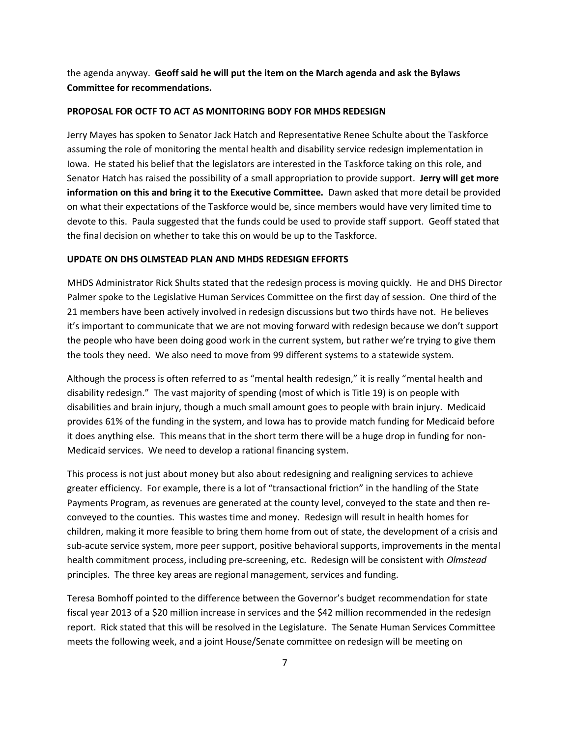the agenda anyway. **Geoff said he will put the item on the March agenda and ask the Bylaws Committee for recommendations.**

**PROPOSAL FOR OCTF TO ACT AS MONITORING BODY FOR MHDS REDESIGN**

Jerry Mayes has spoken to Senator Jack Hatch and Representative Renee Schulte about the Taskforce assuming the role of monitoring the mental health and disability service redesign implementation in Iowa. He stated his belief that the legislators are interested in the Taskforce taking on this role, and Senator Hatch has raised the possibility of a small appropriation to provide support. **Jerry will get more information on this and bring it to the Executive Committee.** Dawn asked that more detail be provided on what their expectations of the Taskforce would be, since members would have very limited time to devote to this. Paula suggested that the funds could be used to provide staff support. Geoff stated that the final decision on whether to take this on would be up to the Taskforce.

**UPDATE ON DHS OLMSTEAD PLAN AND MHDS REDESIGN EFFORTS**

MHDS Administrator Rick Shults stated that the redesign process is moving quickly. He and DHS Director Palmer spoke to the Legislative Human Services Committee on the first day of session. One third of the 21 members have been actively involved in redesign discussions but two thirds have not. He believes it's important to communicate that we are not moving forward with redesign because we don't support the people who have been doing good work in the current system, but rather we're trying to give them the tools they need. We also need to move from 99 different systems to a statewide system.

Although the process is often referred to as "mental health redesign," it is really "mental health and disability redesign." The vast majority of spending (most of which is Title 19) is on people with disabilities and brain injury, though a much small amount goes to people with brain injury. Medicaid provides 61% of the funding in the system, and Iowa has to provide match funding for Medicaid before it does anything else. This means that in the short term there will be a huge drop in funding for non-Medicaid services. We need to develop a rational financing system.

This process is not just about money but also about redesigning and realigning services to achieve greater efficiency. For example, there is a lot of "transactional friction" in the handling of the State Payments Program, as revenues are generated at the county level, conveyed to the state and then re-conveyed to the counties. This wastes time and money. Redesign will result in health homes for children, making it more feasible to bring them home from out of state, the development of a crisis and sub-acute service system, more peer support, positive behavioral supports, improvements in the mental health commitment process, including pre-screening, etc. Redesign will be consistent with *Olmstead* principles. The three key areas are regional management, services and funding.

Teresa Bomhoff pointed to the difference between the Governor's budget recommendation for state fiscal year 2013 of a $20 million increase in services and the $42 million recommended in the redesign report. Rick stated that this will be resolved in the Legislature. The Senate Human Services Committee meets the following week, and a joint House/Senate committee on redesign will be meeting on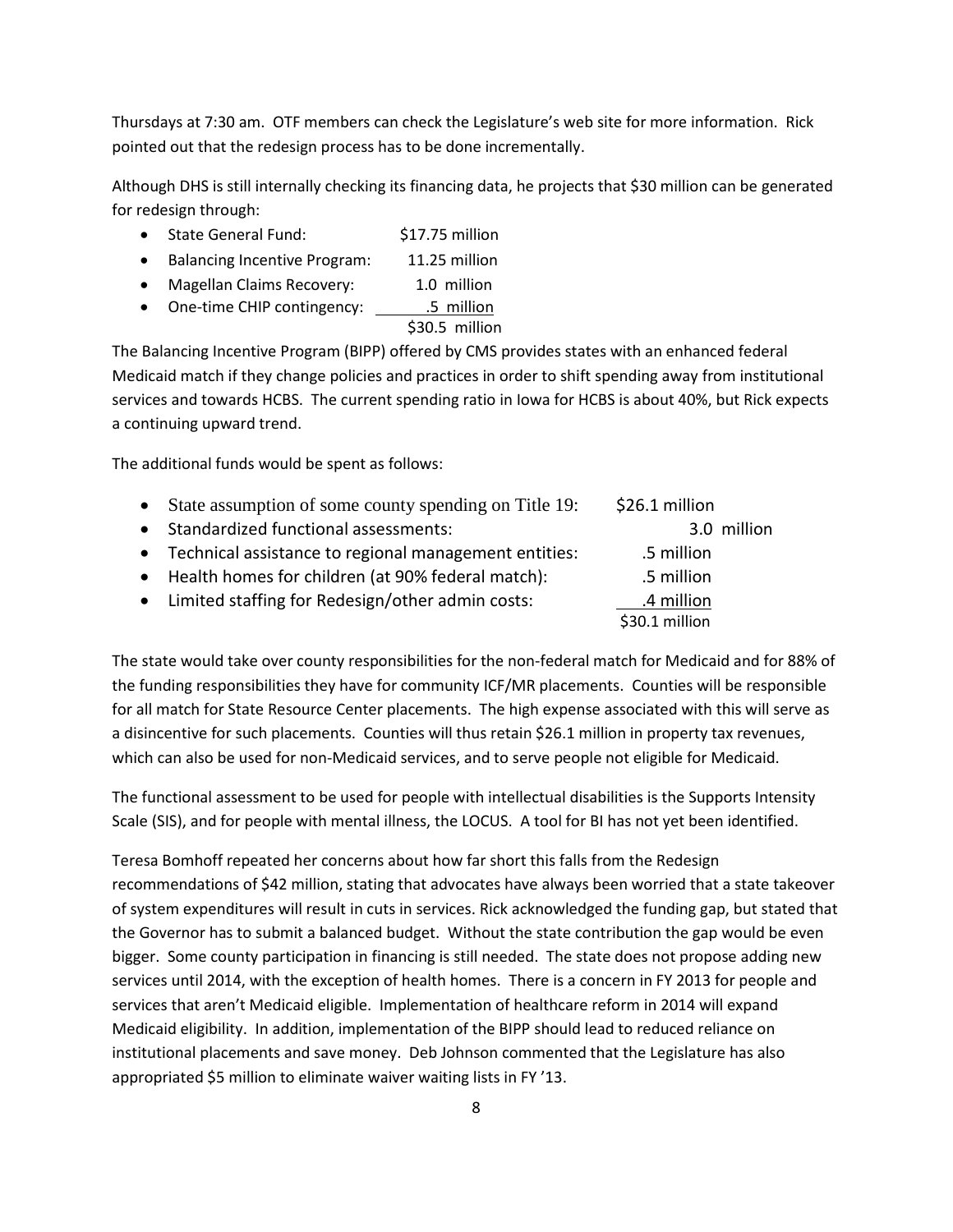Thursdays at 7:30 am. OTF members can check the Legislature's web site for more information. Rick pointed out that the redesign process has to be done incrementally.

Although DHS is still internally checking its financing data, he projects that $30 million can be generated for redesign through:

| Source | Amount |
|---|---|
| State General Fund: | $17.75 million |
| Balancing Incentive Program: | 11.25 million |
| Magellan Claims Recovery: | 1.0 million |
| One-time CHIP contingency: | .5 million |
| | $30.5 million |

The Balancing Incentive Program (BIPP) offered by CMS provides states with an enhanced federal Medicaid match if they change policies and practices in order to shift spending away from institutional services and towards HCBS. The current spending ratio in Iowa for HCBS is about 40%, but Rick expects a continuing upward trend.

The additional funds would be spent as follows:

| Use | Amount |
|---|---|
| State assumption of some county spending on Title 19: | $26.1 million |
| Standardized functional assessments: | 3.0 million |
| Technical assistance to regional management entities: | .5 million |
| Health homes for children (at 90% federal match): | .5 million |
| Limited staffing for Redesign/other admin costs: | .4 million |
| | $30.1 million |

The state would take over county responsibilities for the non-federal match for Medicaid and for 88% of the funding responsibilities they have for community ICF/MR placements. Counties will be responsible for all match for State Resource Center placements. The high expense associated with this will serve as a disincentive for such placements. Counties will thus retain $26.1 million in property tax revenues, which can also be used for non-Medicaid services, and to serve people not eligible for Medicaid.

The functional assessment to be used for people with intellectual disabilities is the Supports Intensity Scale (SIS), and for people with mental illness, the LOCUS. A tool for BI has not yet been identified.

Teresa Bomhoff repeated her concerns about how far short this falls from the Redesign recommendations of $42 million, stating that advocates have always been worried that a state takeover of system expenditures will result in cuts in services. Rick acknowledged the funding gap, but stated that the Governor has to submit a balanced budget. Without the state contribution the gap would be even bigger. Some county participation in financing is still needed. The state does not propose adding new services until 2014, with the exception of health homes. There is a concern in FY 2013 for people and services that aren't Medicaid eligible. Implementation of healthcare reform in 2014 will expand Medicaid eligibility. In addition, implementation of the BIPP should lead to reduced reliance on institutional placements and save money. Deb Johnson commented that the Legislature has also appropriated $5 million to eliminate waiver waiting lists in FY '13.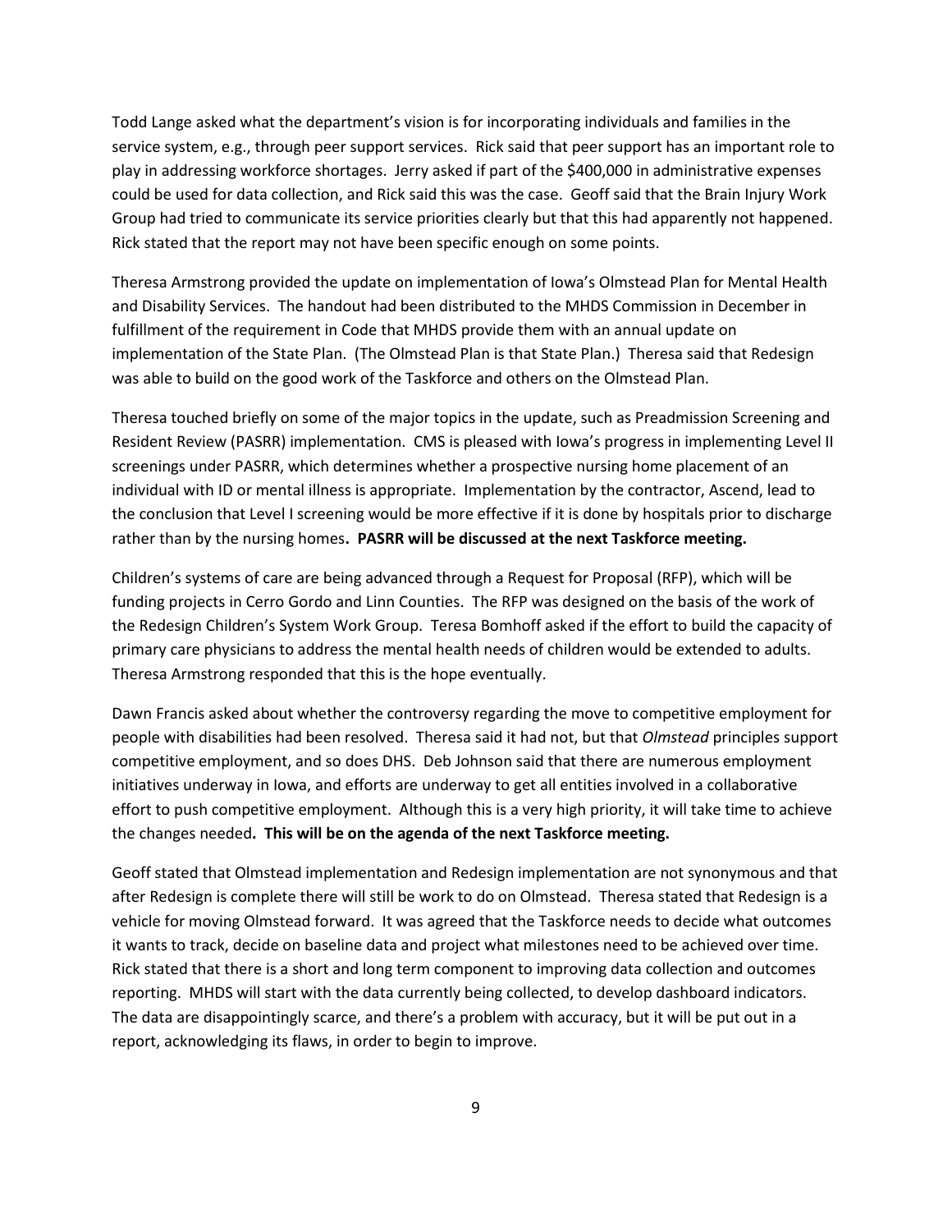Todd Lange asked what the department's vision is for incorporating individuals and families in the service system, e.g., through peer support services. Rick said that peer support has an important role to play in addressing workforce shortages. Jerry asked if part of the $400,000 in administrative expenses could be used for data collection, and Rick said this was the case. Geoff said that the Brain Injury Work Group had tried to communicate its service priorities clearly but that this had apparently not happened. Rick stated that the report may not have been specific enough on some points.

Theresa Armstrong provided the update on implementation of Iowa's Olmstead Plan for Mental Health and Disability Services. The handout had been distributed to the MHDS Commission in December in fulfillment of the requirement in Code that MHDS provide them with an annual update on implementation of the State Plan. (The Olmstead Plan is that State Plan.) Theresa said that Redesign was able to build on the good work of the Taskforce and others on the Olmstead Plan.

Theresa touched briefly on some of the major topics in the update, such as Preadmission Screening and Resident Review (PASRR) implementation. CMS is pleased with Iowa's progress in implementing Level II screenings under PASRR, which determines whether a prospective nursing home placement of an individual with ID or mental illness is appropriate. Implementation by the contractor, Ascend, lead to the conclusion that Level I screening would be more effective if it is done by hospitals prior to discharge rather than by the nursing homes**. PASRR will be discussed at the next Taskforce meeting.**

Children's systems of care are being advanced through a Request for Proposal (RFP), which will be funding projects in Cerro Gordo and Linn Counties. The RFP was designed on the basis of the work of the Redesign Children's System Work Group. Teresa Bomhoff asked if the effort to build the capacity of primary care physicians to address the mental health needs of children would be extended to adults. Theresa Armstrong responded that this is the hope eventually.

Dawn Francis asked about whether the controversy regarding the move to competitive employment for people with disabilities had been resolved. Theresa said it had not, but that *Olmstead* principles support competitive employment, and so does DHS. Deb Johnson said that there are numerous employment initiatives underway in Iowa, and efforts are underway to get all entities involved in a collaborative effort to push competitive employment. Although this is a very high priority, it will take time to achieve the changes needed**. This will be on the agenda of the next Taskforce meeting.**

Geoff stated that Olmstead implementation and Redesign implementation are not synonymous and that after Redesign is complete there will still be work to do on Olmstead. Theresa stated that Redesign is a vehicle for moving Olmstead forward. It was agreed that the Taskforce needs to decide what outcomes it wants to track, decide on baseline data and project what milestones need to be achieved over time. Rick stated that there is a short and long term component to improving data collection and outcomes reporting. MHDS will start with the data currently being collected, to develop dashboard indicators. The data are disappointingly scarce, and there's a problem with accuracy, but it will be put out in a report, acknowledging its flaws, in order to begin to improve.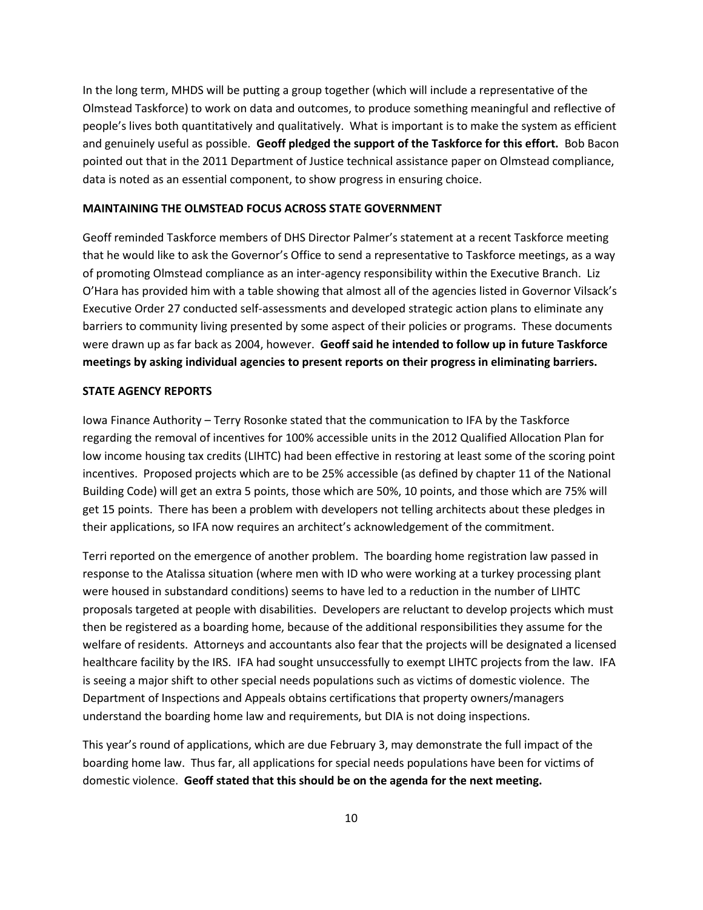In the long term, MHDS will be putting a group together (which will include a representative of the Olmstead Taskforce) to work on data and outcomes, to produce something meaningful and reflective of people's lives both quantitatively and qualitatively. What is important is to make the system as efficient and genuinely useful as possible. **Geoff pledged the support of the Taskforce for this effort.** Bob Bacon pointed out that in the 2011 Department of Justice technical assistance paper on Olmstead compliance, data is noted as an essential component, to show progress in ensuring choice.

**MAINTAINING THE OLMSTEAD FOCUS ACROSS STATE GOVERNMENT**

Geoff reminded Taskforce members of DHS Director Palmer's statement at a recent Taskforce meeting that he would like to ask the Governor's Office to send a representative to Taskforce meetings, as a way of promoting Olmstead compliance as an inter-agency responsibility within the Executive Branch. Liz O'Hara has provided him with a table showing that almost all of the agencies listed in Governor Vilsack's Executive Order 27 conducted self-assessments and developed strategic action plans to eliminate any barriers to community living presented by some aspect of their policies or programs. These documents were drawn up as far back as 2004, however. **Geoff said he intended to follow up in future Taskforce meetings by asking individual agencies to present reports on their progress in eliminating barriers.**

**STATE AGENCY REPORTS**

Iowa Finance Authority – Terry Rosonke stated that the communication to IFA by the Taskforce regarding the removal of incentives for 100% accessible units in the 2012 Qualified Allocation Plan for low income housing tax credits (LIHTC) had been effective in restoring at least some of the scoring point incentives. Proposed projects which are to be 25% accessible (as defined by chapter 11 of the National Building Code) will get an extra 5 points, those which are 50%, 10 points, and those which are 75% will get 15 points. There has been a problem with developers not telling architects about these pledges in their applications, so IFA now requires an architect's acknowledgement of the commitment.

Terri reported on the emergence of another problem. The boarding home registration law passed in response to the Atalissa situation (where men with ID who were working at a turkey processing plant were housed in substandard conditions) seems to have led to a reduction in the number of LIHTC proposals targeted at people with disabilities. Developers are reluctant to develop projects which must then be registered as a boarding home, because of the additional responsibilities they assume for the welfare of residents. Attorneys and accountants also fear that the projects will be designated a licensed healthcare facility by the IRS. IFA had sought unsuccessfully to exempt LIHTC projects from the law. IFA is seeing a major shift to other special needs populations such as victims of domestic violence. The Department of Inspections and Appeals obtains certifications that property owners/managers understand the boarding home law and requirements, but DIA is not doing inspections.

This year's round of applications, which are due February 3, may demonstrate the full impact of the boarding home law. Thus far, all applications for special needs populations have been for victims of domestic violence. **Geoff stated that this should be on the agenda for the next meeting.**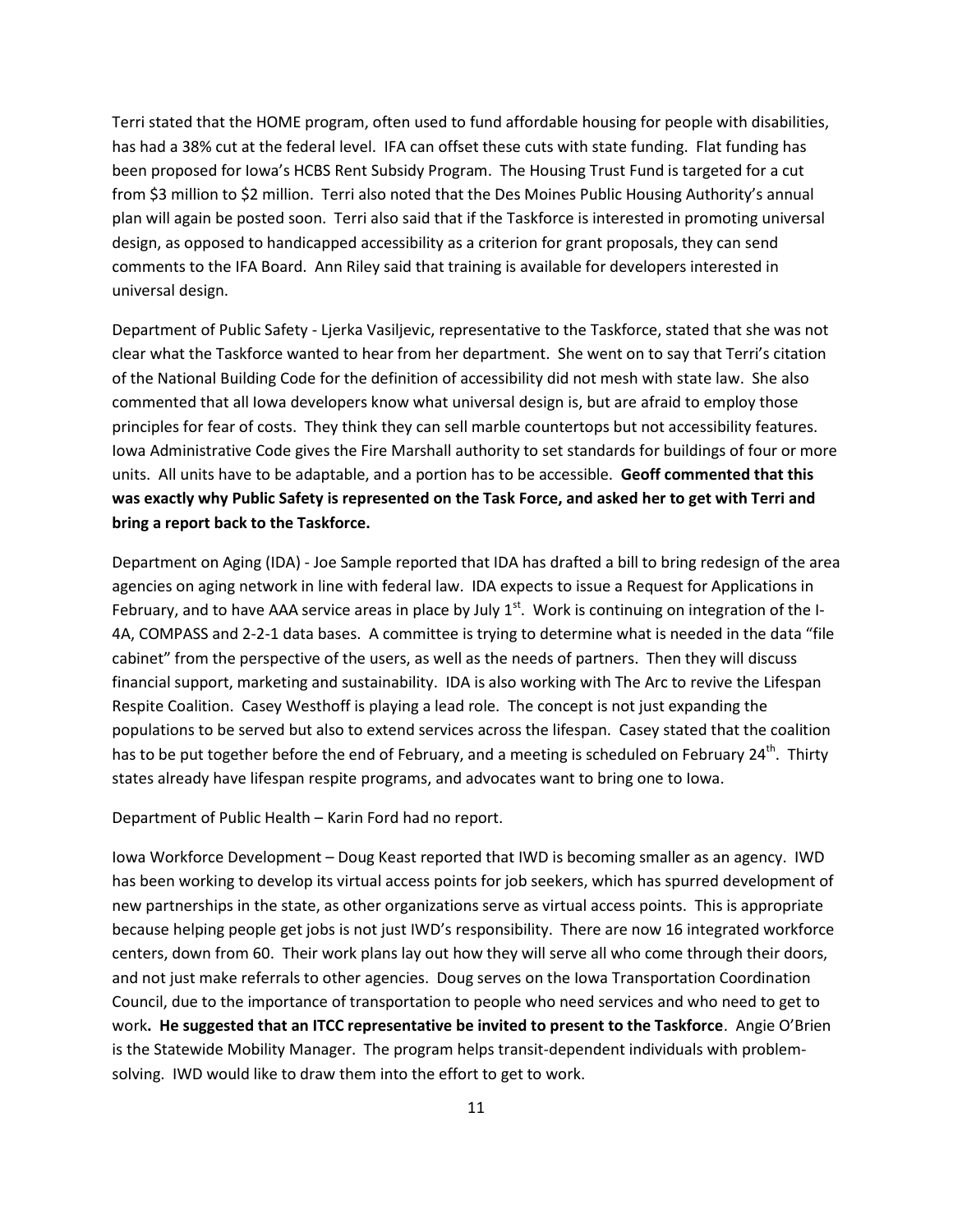Terri stated that the HOME program, often used to fund affordable housing for people with disabilities, has had a 38% cut at the federal level. IFA can offset these cuts with state funding. Flat funding has been proposed for Iowa's HCBS Rent Subsidy Program. The Housing Trust Fund is targeted for a cut from $3 million to $2 million. Terri also noted that the Des Moines Public Housing Authority's annual plan will again be posted soon. Terri also said that if the Taskforce is interested in promoting universal design, as opposed to handicapped accessibility as a criterion for grant proposals, they can send comments to the IFA Board. Ann Riley said that training is available for developers interested in universal design.

Department of Public Safety - Ljerka Vasiljevic, representative to the Taskforce, stated that she was not clear what the Taskforce wanted to hear from her department. She went on to say that Terri's citation of the National Building Code for the definition of accessibility did not mesh with state law. She also commented that all Iowa developers know what universal design is, but are afraid to employ those principles for fear of costs. They think they can sell marble countertops but not accessibility features. Iowa Administrative Code gives the Fire Marshall authority to set standards for buildings of four or more units. All units have to be adaptable, and a portion has to be accessible. **Geoff commented that this was exactly why Public Safety is represented on the Task Force, and asked her to get with Terri and bring a report back to the Taskforce.**

Department on Aging (IDA) - Joe Sample reported that IDA has drafted a bill to bring redesign of the area agencies on aging network in line with federal law. IDA expects to issue a Request for Applications in February, and to have AAA service areas in place by July 1st. Work is continuing on integration of the I-4A, COMPASS and 2-2-1 data bases. A committee is trying to determine what is needed in the data "file cabinet" from the perspective of the users, as well as the needs of partners. Then they will discuss financial support, marketing and sustainability. IDA is also working with The Arc to revive the Lifespan Respite Coalition. Casey Westhoff is playing a lead role. The concept is not just expanding the populations to be served but also to extend services across the lifespan. Casey stated that the coalition has to be put together before the end of February, and a meeting is scheduled on February 24th. Thirty states already have lifespan respite programs, and advocates want to bring one to Iowa.

Department of Public Health – Karin Ford had no report.

Iowa Workforce Development – Doug Keast reported that IWD is becoming smaller as an agency. IWD has been working to develop its virtual access points for job seekers, which has spurred development of new partnerships in the state, as other organizations serve as virtual access points. This is appropriate because helping people get jobs is not just IWD's responsibility. There are now 16 integrated workforce centers, down from 60. Their work plans lay out how they will serve all who come through their doors, and not just make referrals to other agencies. Doug serves on the Iowa Transportation Coordination Council, due to the importance of transportation to people who need services and who need to get to work**. He suggested that an ITCC representative be invited to present to the Taskforce**. Angie O'Brien is the Statewide Mobility Manager. The program helps transit-dependent individuals with problem-solving. IWD would like to draw them into the effort to get to work.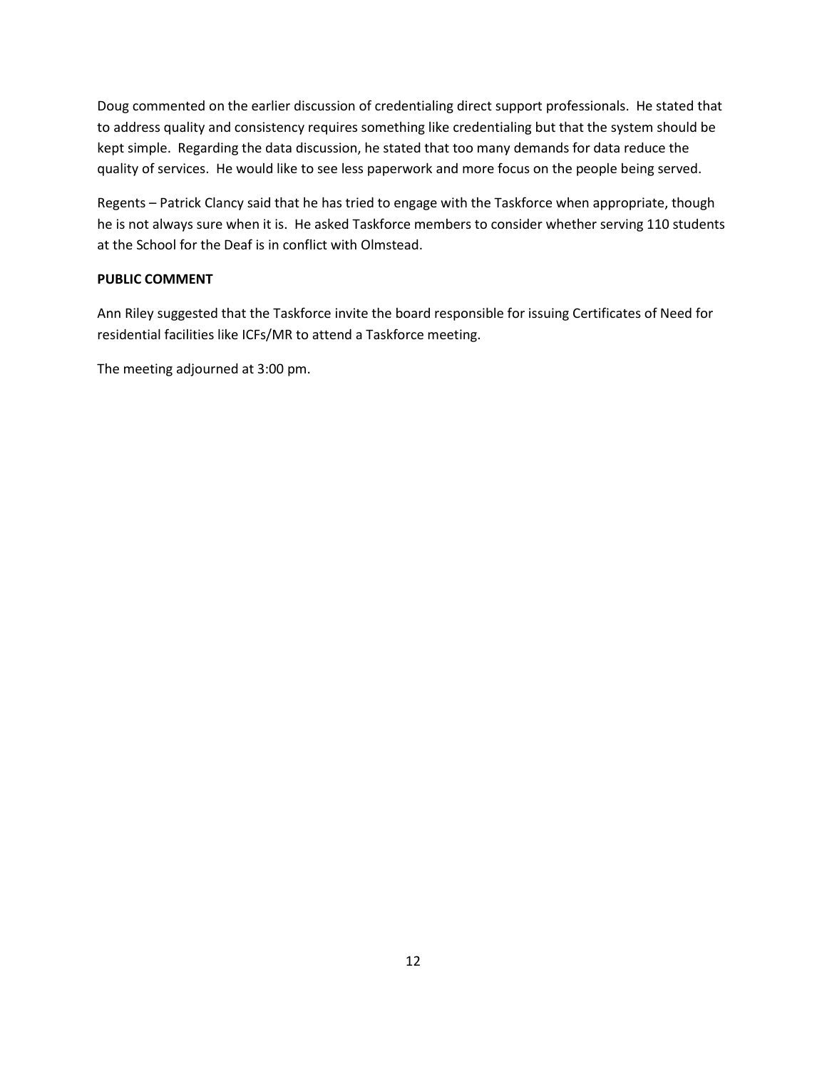Doug commented on the earlier discussion of credentialing direct support professionals. He stated that to address quality and consistency requires something like credentialing but that the system should be kept simple. Regarding the data discussion, he stated that too many demands for data reduce the quality of services. He would like to see less paperwork and more focus on the people being served.

Regents – Patrick Clancy said that he has tried to engage with the Taskforce when appropriate, though he is not always sure when it is. He asked Taskforce members to consider whether serving 110 students at the School for the Deaf is in conflict with Olmstead.

**PUBLIC COMMENT**

Ann Riley suggested that the Taskforce invite the board responsible for issuing Certificates of Need for residential facilities like ICFs/MR to attend a Taskforce meeting.

The meeting adjourned at 3:00 pm.